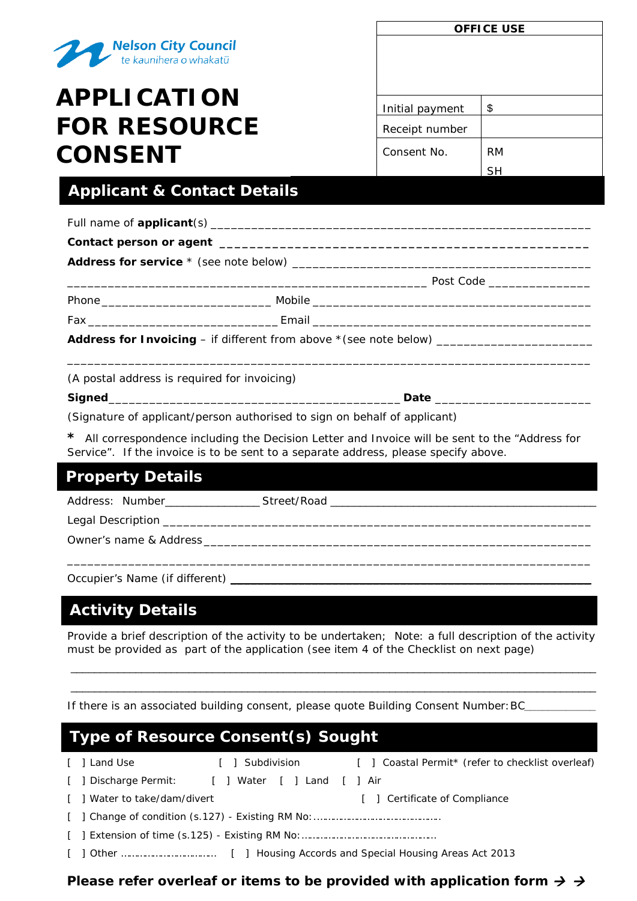Nelson City Council
te kaunihera o whakatū

# APPLICATION FOR RESOURCE CONSENT

| OFFICE USE | |
|---|---|
| | |
| Initial payment | $ |
| Receipt number | |
| Consent No. | RM<br>SH |

## Applicant & Contact Details

Full name of **applicant**(s) ____________________________________________________________

**Contact person or agent** ______________________________________________________

**Address for service** * (see note below) ____________________________________________

_______________________________________________________ Post Code ______________

Phone __________________________ Mobile ___________________________________________

Fax ____________________________ Email ____________________________________________

**Address for Invoicing** – if different from above *(see note below) ______________________

______________________________________________________________________________

(A postal address is required for invoicing)

**Signed**____________________________________________ **Date** ______________________

(Signature of applicant/person authorised to sign on behalf of applicant)

**\*** All correspondence including the Decision Letter and Invoice will be sent to the “Address for Service”. If the invoice is to be sent to a separate address, please specify above.

## Property Details

Address: Number_______________ Street/Road ______________________________________________

Legal Description ______________________________________________________________________

Owner’s name & Address ________________________________________________________________

______________________________________________________________________________

Occupier’s Name (if different) ____________________________________________________

## Activity Details

Provide a brief description of the activity to be undertaken; Note: a full description of the activity must be provided as part of the application (see item 4 of the Checklist on next page)

______________________________________________________________________________

______________________________________________________________________________

If there is an associated building consent, please quote Building Consent Number: BC____________

## Type of Resource Consent(s) Sought

[ ] Land Use [ ] Subdivision [ ] Coastal Permit* (refer to checklist overleaf)

[ ] Discharge Permit: [ ] Water [ ] Land [ ] Air

[ ] Water to take/dam/divert [ ] Certificate of Compliance

[ ] Change of condition (s.127) - Existing RM No:……………………………………

[ ] Extension of time (s.125) - Existing RM No:……………………………………

[ ] Other …………………………. [ ] Housing Accords and Special Housing Areas Act 2013

**Please refer overleaf or items to be provided with application form → →**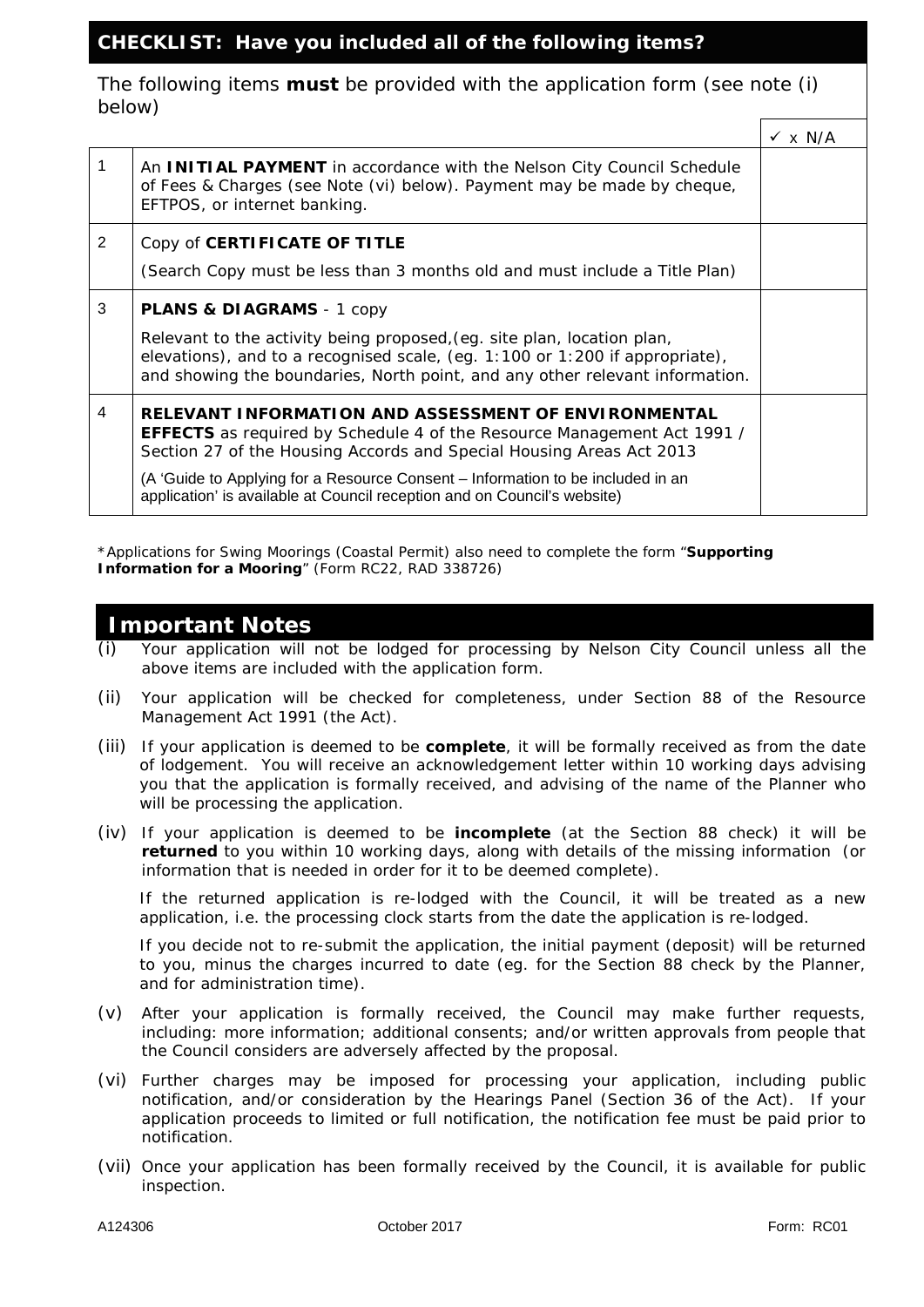## CHECKLIST: Have you included all of the following items?

The following items **must** be provided with the application form (see note (i) below)

| | | ✓ x N/A |
|---|---|---|
| 1 | An **INITIAL PAYMENT** in accordance with the Nelson City Council Schedule of Fees & Charges (see Note (vi) below). Payment may be made by cheque, EFTPOS, or internet banking. | |
| 2 | Copy of **CERTIFICATE OF TITLE**<br>(Search Copy must be less than 3 months old and must include a Title Plan) | |
| 3 | **PLANS & DIAGRAMS** - 1 copy<br>Relevant to the activity being proposed,(eg. site plan, location plan, elevations), and to a recognised scale, (eg. 1:100 or 1:200 if appropriate), and showing the boundaries, North point, and any other relevant information. | |
| 4 | **RELEVANT INFORMATION AND ASSESSMENT OF ENVIRONMENTAL EFFECTS** as required by Schedule 4 of the Resource Management Act 1991 / Section 27 of the Housing Accords and Special Housing Areas Act 2013<br>(A 'Guide to Applying for a Resource Consent – Information to be included in an application' is available at Council reception and on Council's website) | |

*Applications for Swing Moorings (Coastal Permit) also need to complete the form "**Supporting Information for a Mooring**" (Form RC22, RAD 338726)

## Important Notes

(i) Your application will not be lodged for processing by Nelson City Council unless all the above items are included with the application form.

(ii) Your application will be checked for completeness, under Section 88 of the Resource Management Act 1991 (the Act).

(iii) If your application is deemed to be **complete**, it will be formally received as from the date of lodgement. You will receive an acknowledgement letter within 10 working days advising you that the application is formally received, and advising of the name of the Planner who will be processing the application.

(iv) If your application is deemed to be **incomplete** (at the Section 88 check) it will be **returned** to you within 10 working days, along with details of the missing information (or information that is needed in order for it to be deemed complete).

If the returned application is re-lodged with the Council, it will be treated as a new application, i.e. the processing clock starts from the date the application is re-lodged.

If you decide not to re-submit the application, the initial payment (deposit) will be returned to you, minus the charges incurred to date (eg. for the Section 88 check by the Planner, and for administration time).

(v) After your application is formally received, the Council may make further requests, including: more information; additional consents; and/or written approvals from people that the Council considers are adversely affected by the proposal.

(vi) Further charges may be imposed for processing your application, including public notification, and/or consideration by the Hearings Panel (Section 36 of the Act). If your application proceeds to limited or full notification, the notification fee must be paid prior to notification.

(vii) Once your application has been formally received by the Council, it is available for public inspection.

A124306 October 2017 Form: RC01